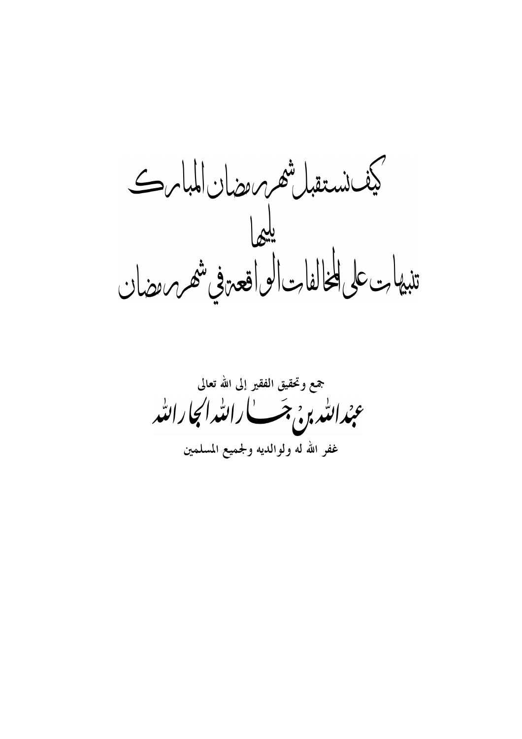# كيف نستقبل شهر رمضان المبارك

## يليها

# تنبيهات على المخالفات الواقعة في شهر رمضان

جمع وتحقيق الفقير إلى الله تعالى

**عبد الله بن جار الله الجار الله**

غفر الله له ولوالديه ولجميع المسلمين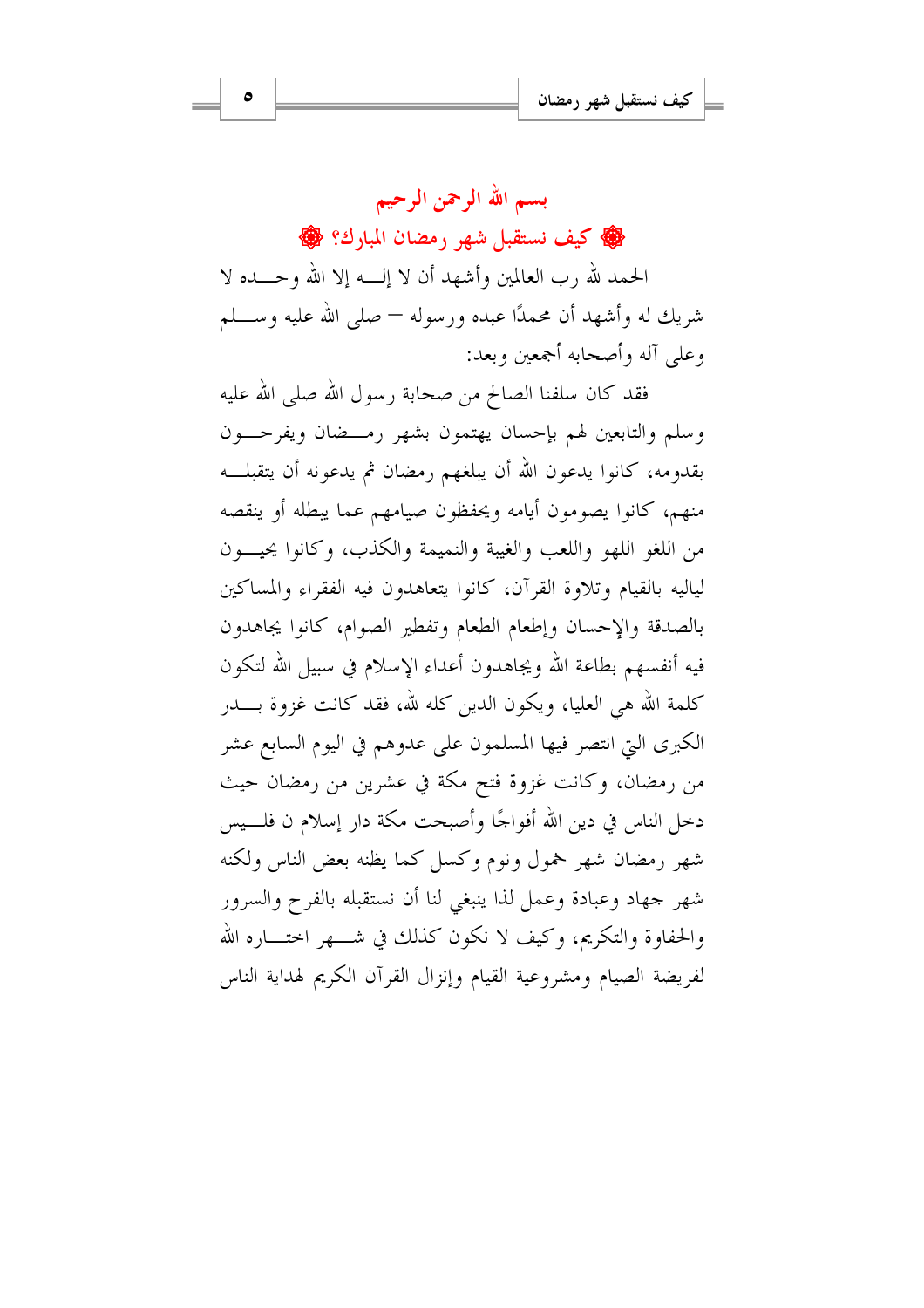## بسم الله الرحمن الرحيم

## ۞ كيف نستقبل شهر رمضان المبارك؟ ۞

الحمد لله رب العالمين وأشهد أن لا إلـه إلا الله وحـده لا شريك له وأشهد أن محمدًا عبده ورسوله — صلى الله عليه وسـلم وعلى آله وأصحابه أجمعين وبعد:

فقد كان سلفنا الصالح من صحابة رسول الله صلى الله عليه وسلم والتابعين لهم بإحسان يهتمون بشهر رمـضان ويفرحـون بقدومه، كانوا يدعون الله أن يبلغهم رمضان ثم يدعونه أن يتقبلـه منهم، كانوا يصومون أيامه ويحفظون صيامهم عما يبطله أو ينقصه من اللغو اللهو واللعب والغيبة والنميمة والكذب، وكانوا يحيـون لياليه بالقيام وتلاوة القرآن، كانوا يتعاهدون فيه الفقراء والمساكين بالصدقة والإحسان وإطعام الطعام وتفطير الصوام، كانوا يجاهدون فيه أنفسهم بطاعة الله ويجاهدون أعداء الإسلام في سبيل الله لتكون كلمة الله هي العليا، ويكون الدين كله لله، فقد كانت غزوة بـدر الكبرى التي انتصر فيها المسلمون على عدوهم في اليوم السابع عشر من رمضان، وكانت غزوة فتح مكة في عشرين من رمضان حيث دخل الناس في دين الله أفواجًا وأصبحت مكة دار إسلام ن فلـيس شهر رمضان شهر خمول ونوم وكسل كما يظنه بعض الناس ولكنه شهر جهاد وعبادة وعمل لذا ينبغي لنا أن نستقبله بالفرح والسرور والحفاوة والتكريم، وكيف لا نكون كذلك في شـهر اختـاره الله لفريضة الصيام ومشروعية القيام وإنزال القرآن الكريم لهداية الناس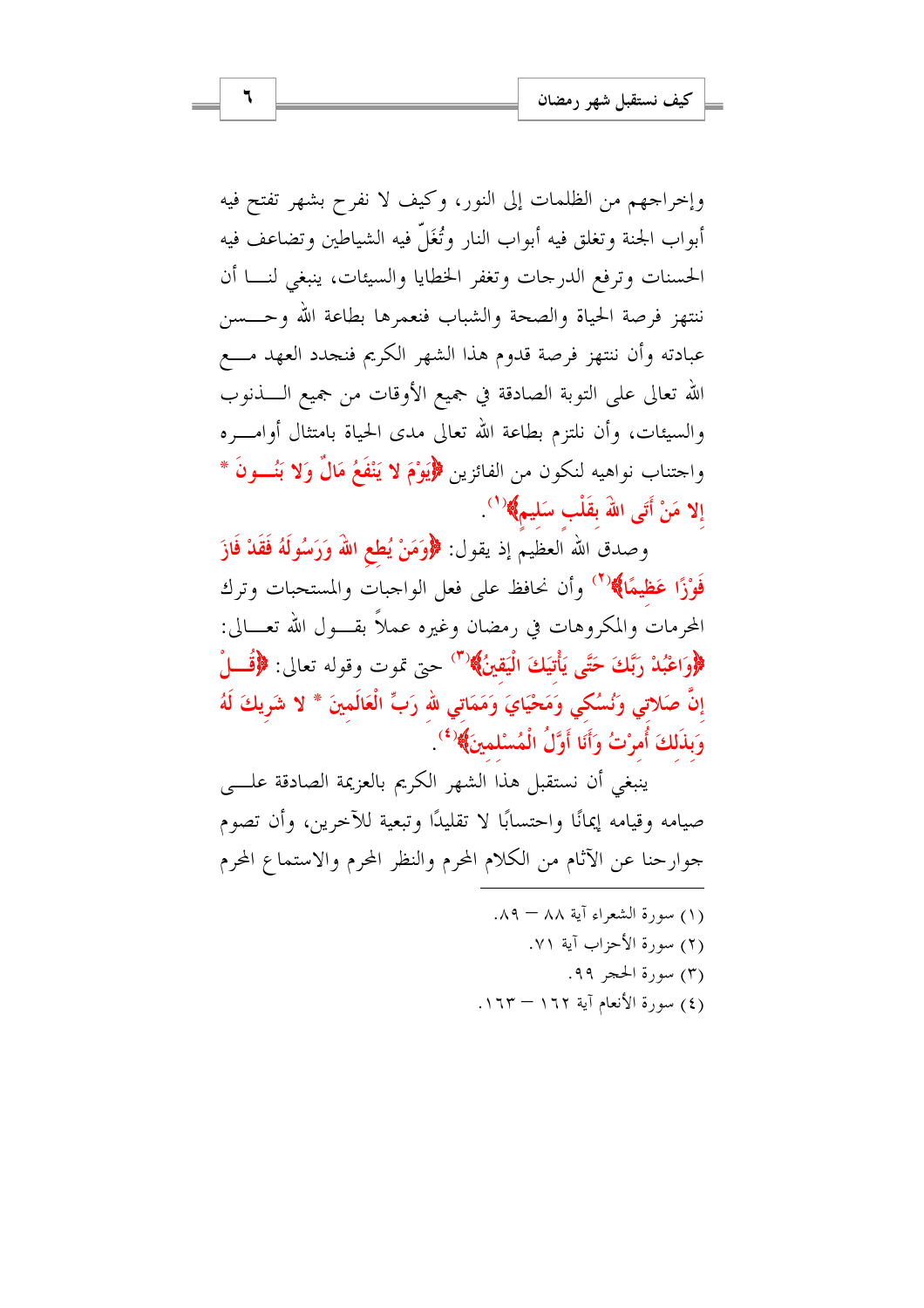وإخراجهم من الظلمات إلى النور، وكيف لا نفرح بشهر تفتح فيه أبواب الجنة وتغلق فيه أبواب النار وتُغَلّ فيه الشياطين وتضاعف فيه الحسنات وترفع الدرجات وتغفر الخطايا والسيئات، ينبغي لنا أن ننتهز فرصة الحياة والصحة والشباب فنعمرها بطاعة الله وحسن عبادته وأن ننتهز فرصة قدوم هذا الشهر الكريم فنجدد العهد مع الله تعالى على التوبة الصادقة في جميع الأوقات من جميع الذنوب والسيئات، وأن نلتزم بطاعة الله تعالى مدى الحياة بامتثال أوامره واجتناب نواهيه لنكون من الفائزين ﴿يَوْمَ لا يَنْفَعُ مَالٌ وَلا بَنُونَ * إِلا مَنْ أَتَى اللهَ بِقَلْبٍ سَلِيمٍ﴾[1].

وصدق الله العظيم إذ يقول: ﴿وَمَنْ يُطِعِ اللهَ وَرَسُولَهُ فَقَدْ فَازَ فَوْزًا عَظِيمًا﴾[2] وأن نحافظ على فعل الواجبات والمستحبات وترك المحرمات والمكروهات في رمضان وغيره عملاً بقول الله تعالى: ﴿وَاعْبُدْ رَبَّكَ حَتَّى يَأْتِيَكَ الْيَقِينُ﴾[3] حتى تموت وقوله تعالى: ﴿قُلْ إِنَّ صَلاتِي وَنُسُكِي وَمَحْيَايَ وَمَمَاتِي للهِ رَبِّ الْعَالَمِينَ * لا شَرِيكَ لَهُ وَبِذَلِكَ أُمِرْتُ وَأَنَا أَوَّلُ الْمُسْلِمِينَ﴾[4].

ينبغي أن نستقبل هذا الشهر الكريم بالعزيمة الصادقة على صيامه وقيامه إيمانًا واحتسابًا لا تقليدًا وتبعية للآخرين، وأن تصوم جوارحنا عن الآثام من الكلام المحرم والنظر المحرم والاستماع المحرم

---

(١) سورة الشعراء آية ٨٨ – ٨٩.

(٢) سورة الأحزاب آية ٧١.

(٣) سورة الحجر ٩٩.

(٤) سورة الأنعام آية ١٦٢ – ١٦٣.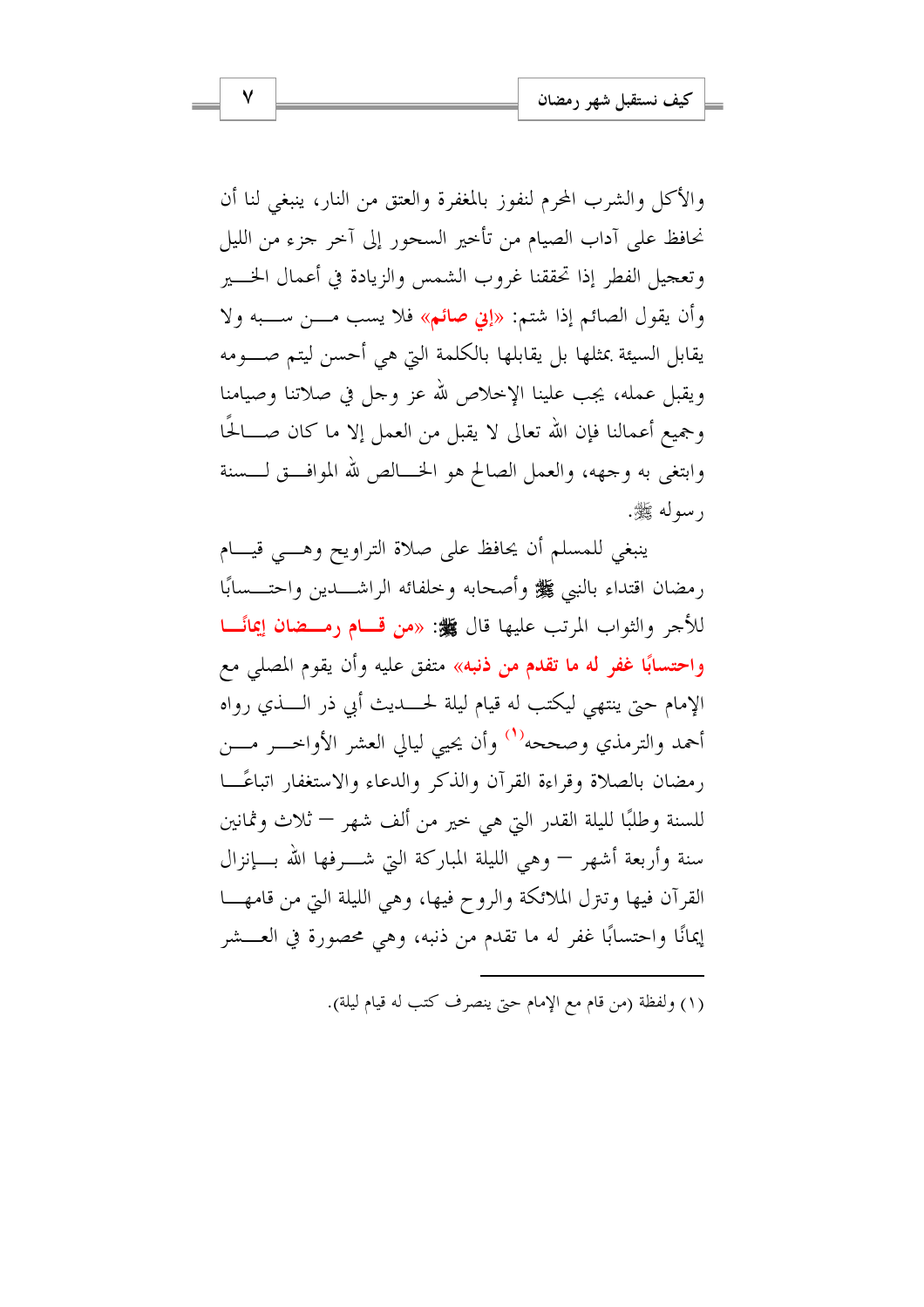والأكل والشرب المحرم لنفوز بالمغفرة والعتق من النار، ينبغي لنا أن نحافظ على آداب الصيام من تأخير السحور إلى آخر جزء من الليل وتعجيل الفطر إذا تحققنا غروب الشمس والزيادة في أعمال الخير وأن يقول الصائم إذا شتم: «إني صائم» فلا يسب من سبه ولا يقابل السيئة بمثلها بل يقابلها بالكلمة التي هي أحسن ليتم صومه ويقبل عمله، يجب علينا الإخلاص لله عز وجل في صلاتنا وصيامنا وجميع أعمالنا فإن الله تعالى لا يقبل من العمل إلا ما كان صالحًا وابتغي به وجهه، والعمل الصالح هو الخالص لله الموافق لسنة رسوله ﷺ.

ينبغي للمسلم أن يحافظ على صلاة التراويح وهي قيام رمضان اقتداء بالنبي ﷺ وأصحابه وخلفائه الراشدين واحتسابًا للأجر والثواب المرتب عليها قال ﷺ: «من قام رمضان إيمانًا واحتسابًا غفر له ما تقدم من ذنبه» متفق عليه وأن يقوم المصلي مع الإمام حتى ينتهي ليكتب له قيام ليلة لحديث أبي ذر الذي رواه أحمد والترمذي وصححه[1] وأن يحيي ليالي العشر الأواخر من رمضان بالصلاة وقراءة القرآن والذكر والدعاء والاستغفار اتباعًا للسنة وطلبًا لليلة القدر التي هي خير من ألف شهر – ثلاث وثمانين سنة وأربعة أشهر – وهي الليلة المباركة التي شرفها الله بإنزال القرآن فيها وتنزل الملائكة والروح فيها، وهي الليلة التي من قامها إيمانًا واحتسابًا غفر له ما تقدم من ذنبه، وهي محصورة في العشر

---

(١) ولفظة (من قام مع الإمام حتى ينصرف كتب له قيام ليلة).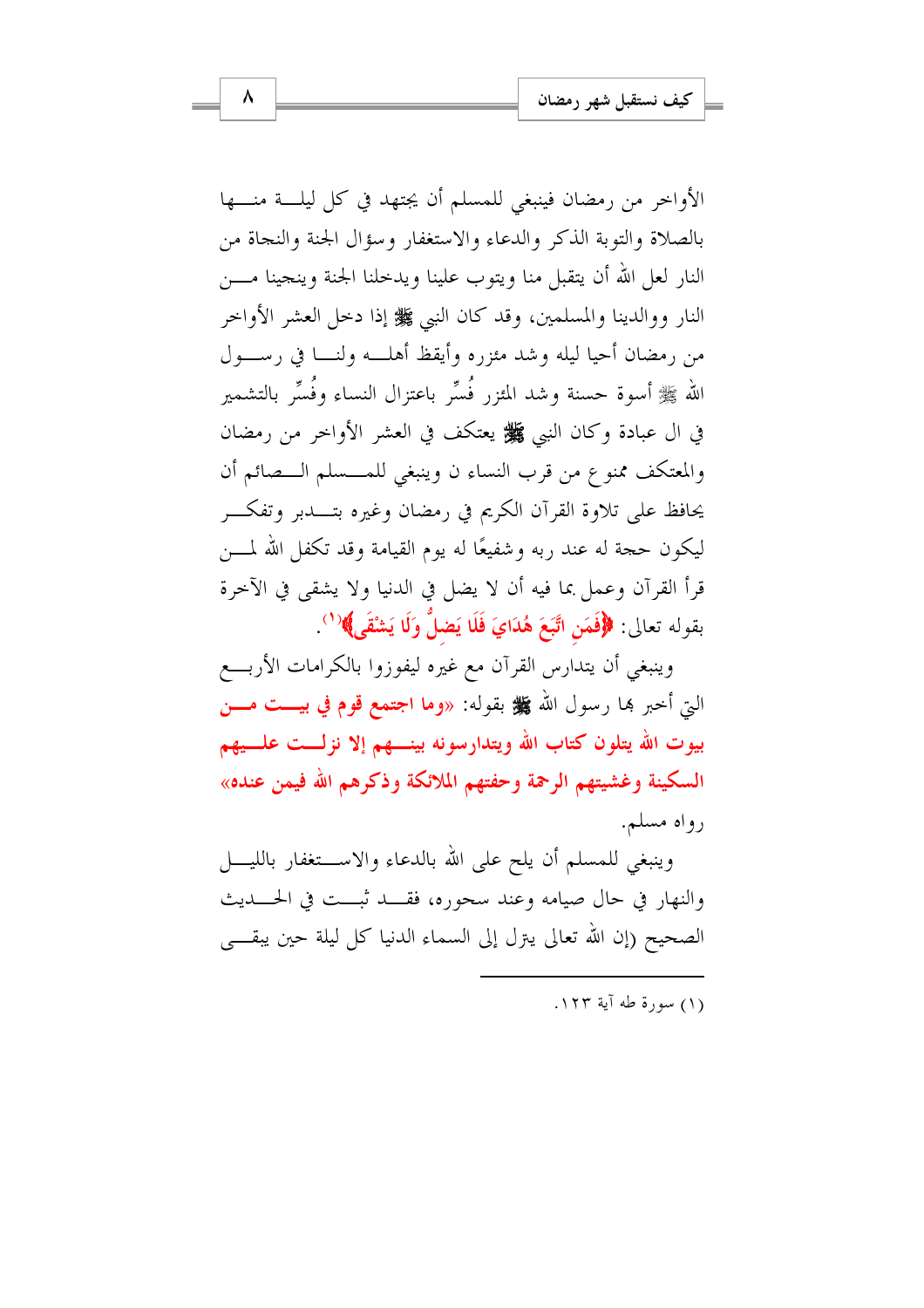الأواخر من رمضان فينبغي للمسلم أن يجتهد في كل ليلة منها بالصلاة والتوبة الذكر والدعاء والاستغفار وسؤال الجنة والنجاة من النار لعل الله أن يتقبل منا ويتوب علينا ويدخلنا الجنة وينجينا من النار ووالدينا والمسلمين، وقد كان النبي ﷺ إذا دخل العشر الأواخر من رمضان أحيا ليله وشد مئزره وأيقظ أهله ولنا في رسول الله ﷺ أسوة حسنة وشد المئزر فُسِّر باعتزال النساء وفُسِّر بالتشمير في ال عبادة وكان النبي ﷺ يعتكف في العشر الأواخر من رمضان والمعتكف ممنوع من قرب النساء ن وينبغي للمسلم الصائم أن يحافظ على تلاوة القرآن الكريم في رمضان وغيره بتدبر وتفكر ليكون حجة له عند ربه وشفيعًا له يوم القيامة وقد تكفل الله لمن قرأ القرآن وعمل بما فيه أن لا يضل في الدنيا ولا يشقى في الآخرة بقوله تعالى: ﴿فَمَنِ اتَّبَعَ هُدَايَ فَلَا يَضِلُّ وَلَا يَشْقَى﴾[1].

وينبغي أن يتدارس القرآن مع غيره ليفوزوا بالكرامات الأربع التي أخبر بها رسول الله ﷺ بقوله: **«وما اجتمع قوم في بيت من بيوت الله يتلون كتاب الله ويتدارسونه بينهم إلا نزلت عليهم السكينة وغشيتهم الرحمة وحفتهم الملائكة وذكرهم الله فيمن عنده»** رواه مسلم.

وينبغي للمسلم أن يلح على الله بالدعاء والاستغفار بالليل والنهار في حال صيامه وعند سحوره، فقد ثبت في الحديث الصحيح (إن الله تعالى ينزل إلى السماء الدنيا كل ليلة حين يبقى

---

(١) سورة طه آية ١٢٣.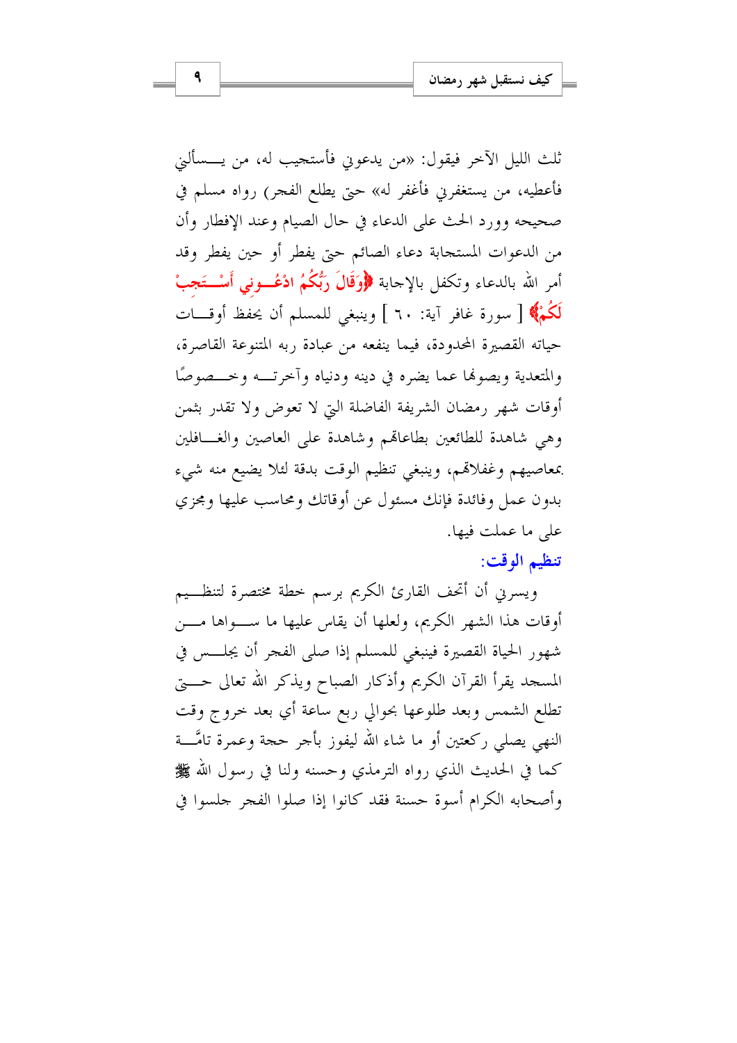ثلث الليل الآخر فيقول: «من يدعوني فأستجيب له، من يسألني فأعطيه، من يستغفرني فأغفر له» حتى يطلع الفجر) رواه مسلم في صحيحه وورد الحث على الدعاء في حال الصيام وعند الإفطار وأن من الدعوات المستجابة دعاء الصائم حتى يفطر أو حين يفطر وقد أمر الله بالدعاء وتكفل بالإجابة ﴿وَقَالَ رَبُّكُمُ ادْعُونِي أَسْتَجِبْ لَكُمْ﴾ [ سورة غافر آية: ٦٠ ] وينبغي للمسلم أن يحفظ أوقات حياته القصيرة المحدودة، فيما ينفعه من عبادة ربه المتنوعة القاصرة، والمتعدية ويصونها عما يضره في دينه ودنياه وآخرته وخصوصًا أوقات شهر رمضان الشريفة الفاضلة التي لا تعوض ولا تقدر بثمن وهي شاهدة للطائعين بطاعاتهم وشاهدة على العاصين والغافلين بمعاصيهم وغفلاتهم، وينبغي تنظيم الوقت بدقة لئلا يضيع منه شيء بدون عمل وفائدة فإنك مسئول عن أوقاتك ومحاسب عليها ومجزي على ما عملت فيها.

## تنظيم الوقت:

ويسرني أن أتحف القارئ الكريم برسم خطة مختصرة لتنظيم أوقات هذا الشهر الكريم، ولعلها أن يقاس عليها ما سواها من شهور الحياة القصيرة فينبغي للمسلم إذا صلى الفجر أن يجلس في المسجد يقرأ القرآن الكريم وأذكار الصباح ويذكر الله تعالى حتى تطلع الشمس وبعد طلوعها بحوالي ربع ساعة أي بعد خروج وقت النهي يصلي ركعتين أو ما شاء الله ليفوز بأجر حجة وعمرة تامَّة كما في الحديث الذي رواه الترمذي وحسنه ولنا في رسول الله ﷺ وأصحابه الكرام أسوة حسنة فقد كانوا إذا صلوا الفجر جلسوا في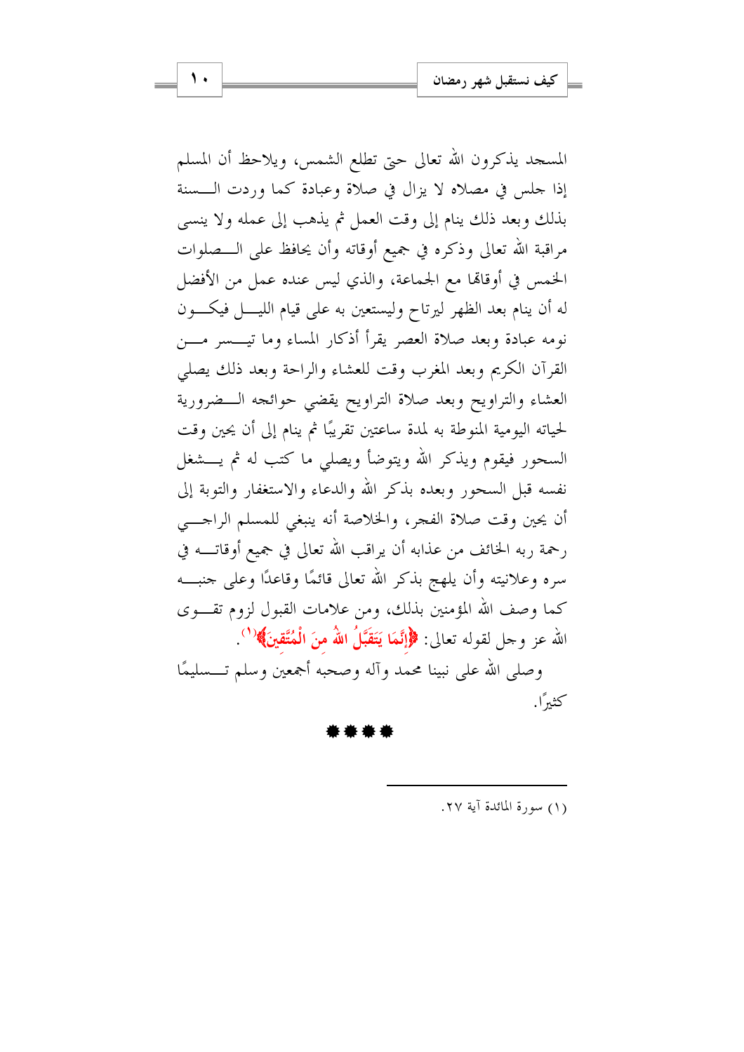المسجد يذكرون الله تعالى حتى تطلع الشمس، ويلاحظ أن المسلم إذا جلس في مصلاه لا يزال في صلاة وعبادة كما وردت السنة بذلك وبعد ذلك ينام إلى وقت العمل ثم يذهب إلى عمله ولا ينسى مراقبة الله تعالى وذكره في جميع أوقاته وأن يحافظ على الصلوات الخمس في أوقاتها مع الجماعة، والذي ليس عنده عمل من الأفضل له أن ينام بعد الظهر ليرتاح وليستعين به على قيام الليل فيكون نومه عبادة وبعد صلاة العصر يقرأ أذكار المساء وما تيسر من القرآن الكريم وبعد المغرب وقت للعشاء والراحة وبعد ذلك يصلي العشاء والتراويح وبعد صلاة التراويح يقضي حوائجه الضرورية لحياته اليومية المنوطة به لمدة ساعتين تقريبًا ثم ينام إلى أن يحين وقت السحور فيقوم ويذكر الله ويتوضأ ويصلي ما كتب له ثم يشغل نفسه قبل السحور وبعده بذكر الله والدعاء والاستغفار والتوبة إلى أن يحين وقت صلاة الفجر، والخلاصة أنه ينبغي للمسلم الراجي رحمة ربه الخائف من عذابه أن يراقب الله تعالى في جميع أوقاته في سره وعلانيته وأن يلهج بذكر الله تعالى قائمًا وقاعدًا وعلى جنبه كما وصف الله المؤمنين بذلك، ومن علامات القبول لزوم تقوى الله عز وجل لقوله تعالى: ﴿إِنَّمَا يَتَقَبَّلُ اللهُ مِنَ الْمُتَّقِينَ﴾[1].

وصلى الله على نبينا محمد وآله وصحبه أجمعين وسلم تسليمًا كثيرًا.

\* \* \* \*

---

(1) سورة المائدة آية ٢٧.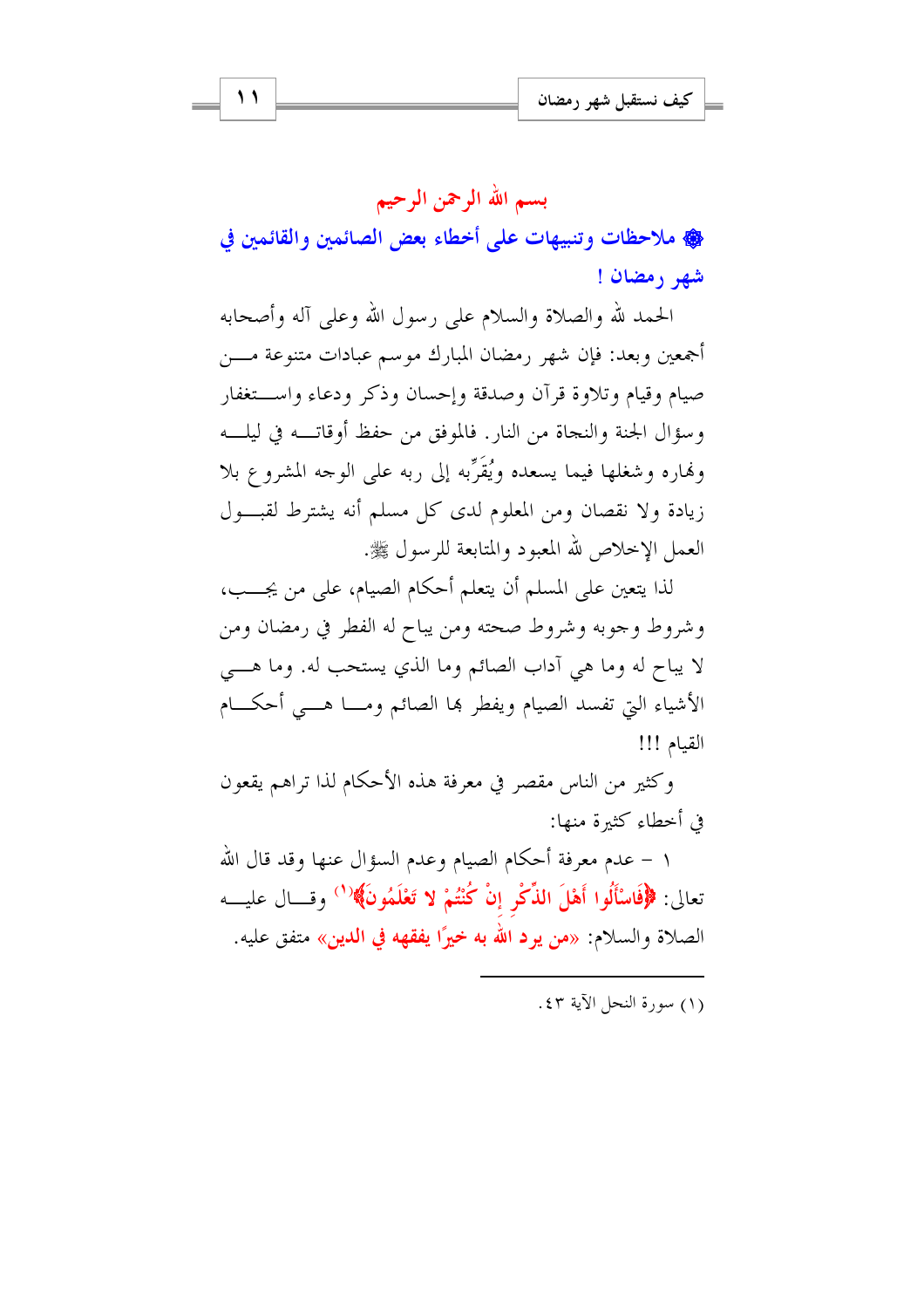بسم الله الرحمن الرحيم

## ۞ ملاحظات وتنبيهات على أخطاء بعض الصائمين والقائمين في شهر رمضان !

الحمد لله والصلاة والسلام على رسول الله وعلى آله وأصحابه أجمعين وبعد: فإن شهر رمضان المبارك موسم عبادات متنوعة من صيام وقيام وتلاوة قرآن وصدقة وإحسان وذكر ودعاء واستغفار وسؤال الجنة والنجاة من النار. فالموفق من حفظ أوقاته في ليله ونهاره وشغلها فيما يسعده ويُقَرِّبه إلى ربه على الوجه المشروع بلا زيادة ولا نقصان ومن المعلوم لدى كل مسلم أنه يشترط لقبول العمل الإخلاص لله المعبود والمتابعة للرسول ﷺ.

لذا يتعين على المسلم أن يتعلم أحكام الصيام، على من يجب، وشروط وجوبه وشروط صحته ومن يباح له الفطر في رمضان ومن لا يباح له وما هي آداب الصائم وما الذي يستحب له. وما هي الأشياء التي تفسد الصيام ويفطر بها الصائم وما هي أحكام القيام !!!

وكثير من الناس مقصر في معرفة هذه الأحكام لذا تراهم يقعون في أخطاء كثيرة منها:

١ – عدم معرفة أحكام الصيام وعدم السؤال عنها وقد قال الله تعالى: ﴿فَاسْأَلُوا أَهْلَ الذِّكْرِ إِنْ كُنْتُمْ لا تَعْلَمُونَ﴾[١] وقال عليه الصلاة والسلام: «من يرد الله به خيرًا يفقهه في الدين» متفق عليه.

---

(١) سورة النحل الآية ٤٣.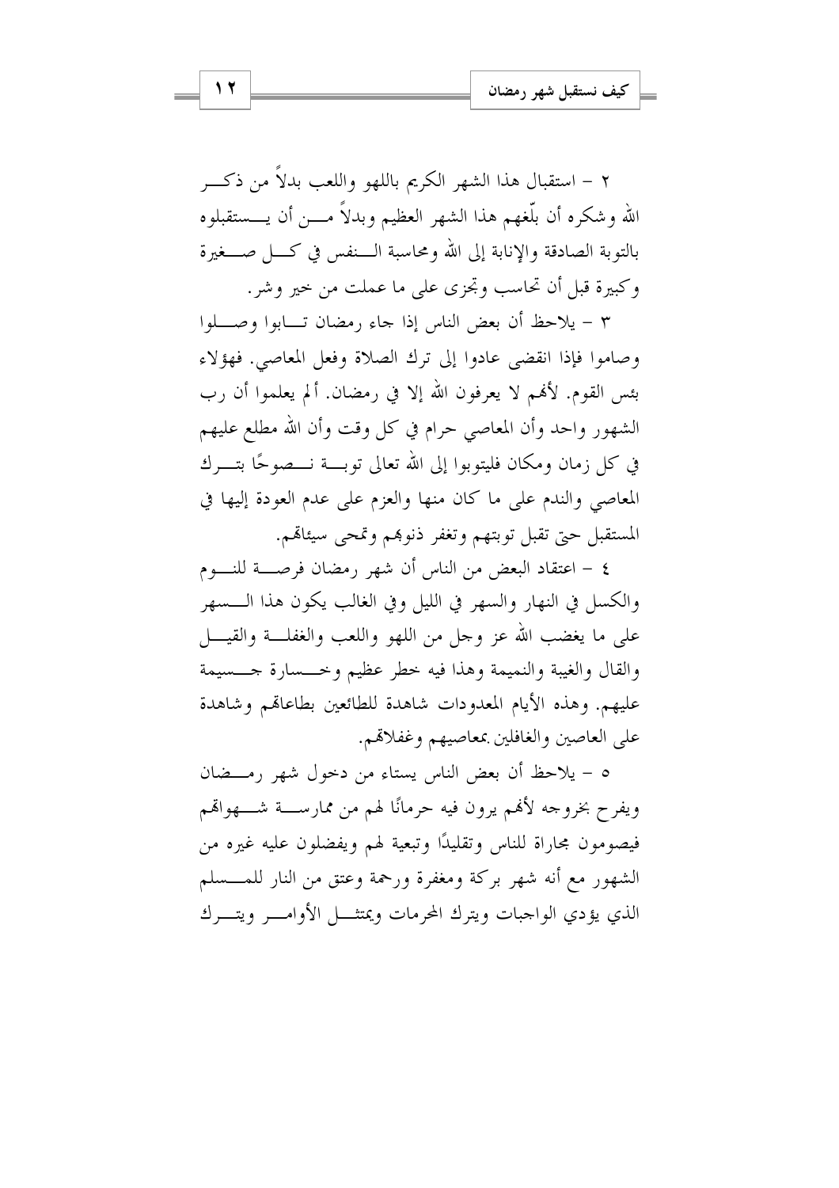٢ - استقبال هذا الشهر الكريم باللهو واللعب بدلاً من ذكر الله وشكره أن بلّغهم هذا الشهر العظيم وبدلاً من أن يستقبلوه بالتوبة الصادقة والإنابة إلى الله ومحاسبة النفس في كل صغيرة وكبيرة قبل أن تحاسب وتجزى على ما عملت من خير وشر.

٣ - يلاحظ أن بعض الناس إذا جاء رمضان تابوا وصلوا وصاموا فإذا انقضى عادوا إلى ترك الصلاة وفعل المعاصي. فهؤلاء بئس القوم. لأنهم لا يعرفون الله إلا في رمضان. ألم يعلموا أن رب الشهور واحد وأن المعاصي حرام في كل وقت وأن الله مطلع عليهم في كل زمان ومكان فليتوبوا إلى الله تعالى توبة نصوحًا بترك المعاصي والندم على ما كان منها والعزم على عدم العودة إليها في المستقبل حتى تقبل توبتهم وتغفر ذنوبهم وتمحى سيئاتهم.

٤ - اعتقاد البعض من الناس أن شهر رمضان فرصة للنوم والكسل في النهار والسهر في الليل وفي الغالب يكون هذا السهر على ما يغضب الله عز وجل من اللهو واللعب والغفلة والقيل والقال والغيبة والنميمة وهذا فيه خطر عظيم وخسارة جسيمة عليهم. وهذه الأيام المعدودات شاهدة للطائعين بطاعاتهم وشاهدة على العاصين والغافلين بمعاصيهم وغفلاتهم.

٥ - يلاحظ أن بعض الناس يستاء من دخول شهر رمضان ويفرح بخروجه لأنهم يرون فيه حرمانًا لهم من ممارسة شهواتهم فيصومون مجاراة للناس وتقليدًا وتبعية لهم ويفضلون عليه غيره من الشهور مع أنه شهر بركة ومغفرة ورحمة وعتق من النار للمسلم الذي يؤدي الواجبات ويترك المحرمات ويمتثل الأوامر ويترك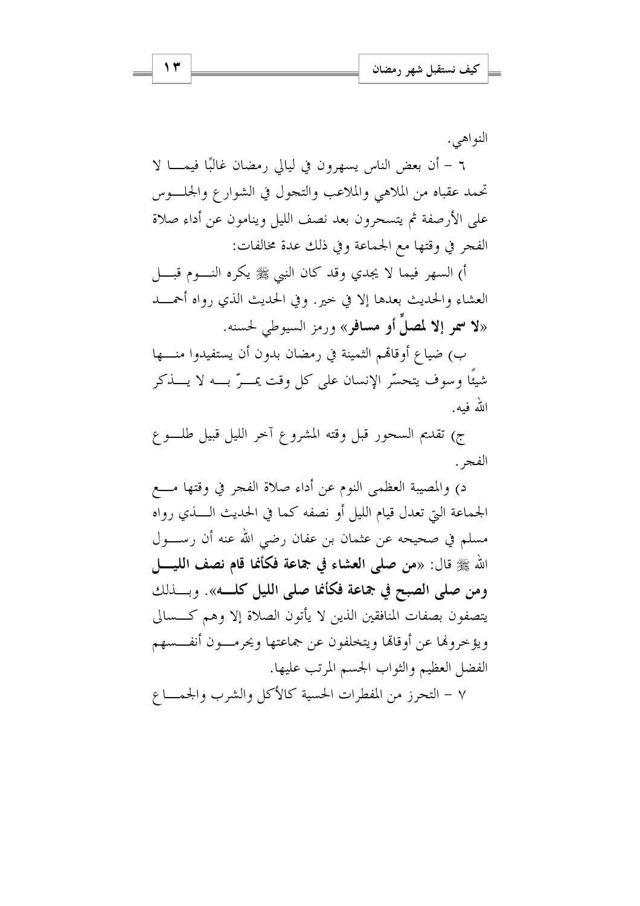النواهي.

٦ – أن بعض الناس يسهرون في ليالي رمضان غالبًا فيما لا تحمد عقباه من الملاهي والملاعب والتجول في الشوارع والجلوس على الأرصفة ثم يتسحرون بعد نصف الليل وينامون عن أداء صلاة الفجر في وقتها مع الجماعة وفي ذلك عدة مخالفات:

أ) السهر فيما لا يجدي وقد كان النبي ﷺ يكره النوم قبل العشاء والحديث بعدها إلا في خير. وفي الحديث الذي رواه أحمد «**لا سمر إلا لمصلٍّ أو مسافر**» ورمز السيوطي لحسنه.

ب) ضياع أوقاتهم الثمينة في رمضان بدون أن يستفيدوا منها شيئًا وسوف يتحسّر الإنسان على كل وقت يمرّ به لا يذكر الله فيه.

ج) تقديم السحور قبل وقته المشروع آخر الليل قبيل طلوع الفجر.

د) والمصيبة العظمى النوم عن أداء صلاة الفجر في وقتها مع الجماعة التي تعدل قيام الليل أو نصفه كما في الحديث الذي رواه مسلم في صحيحه عن عثمان بن عفان رضي الله عنه أن رسول الله ﷺ قال: «**من صلى العشاء في جماعة فكأنما قام نصف الليل ومن صلى الصبح في جماعة فكأنما صلى الليل كله**». وبذلك يتصفون بصفات المنافقين الذين لا يأتون الصلاة إلا وهم كسالى ويؤخرونها عن أوقاتها ويتخلفون عن جماعتها ويحرمون أنفسهم الفضل العظيم والثواب الجسم المرتب عليها.

٧ – التحرز من المفطرات الحسية كالأكل والشرب والجماع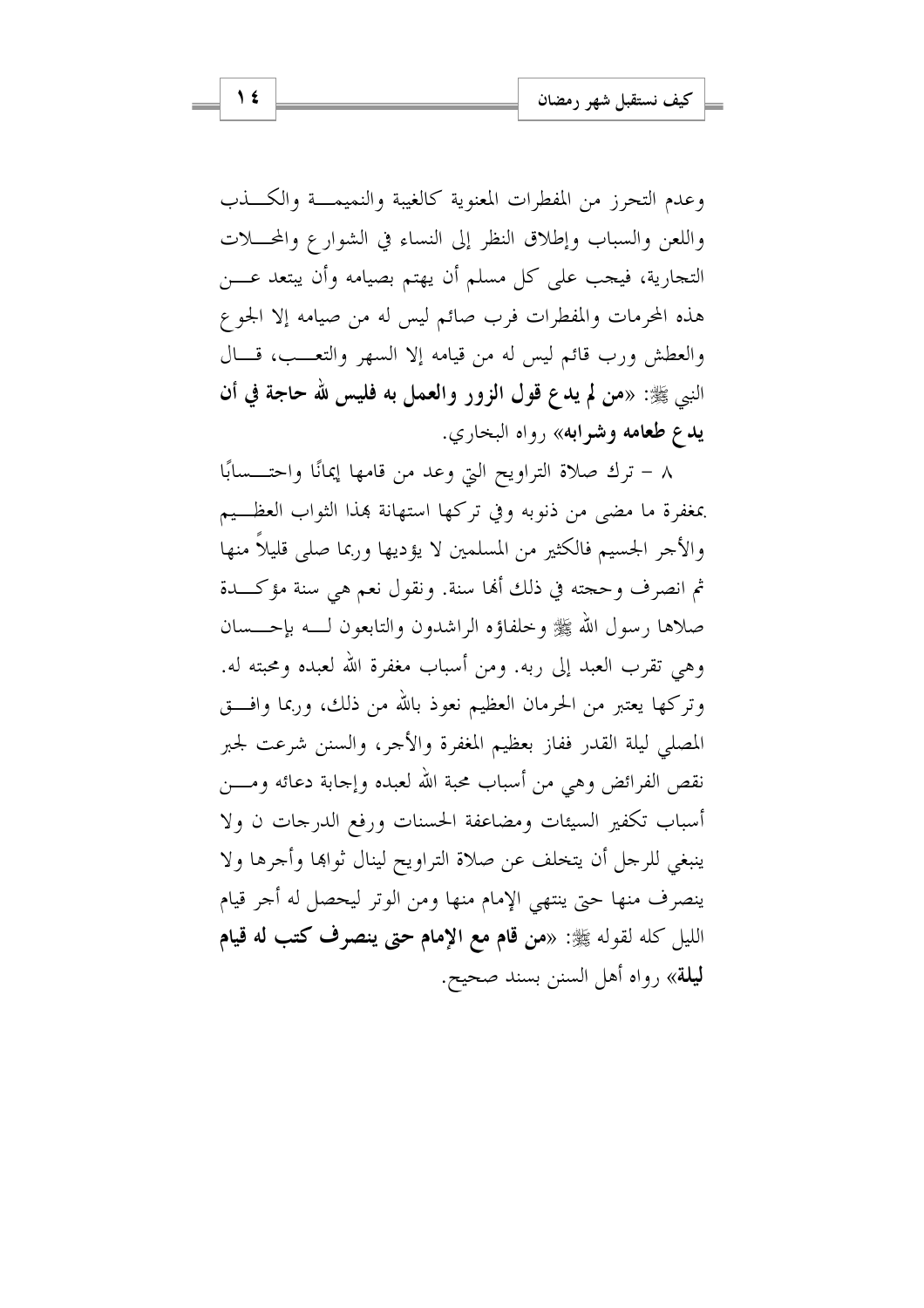وعدم التحرز من المفطرات المعنوية كالغيبة والنميمة والكذب واللعن والسباب وإطلاق النظر إلى النساء في الشوارع والمحلات التجارية، فيجب على كل مسلم أن يهتم بصيامه وأن يبتعد عن هذه المحرمات والمفطرات فرب صائم ليس له من صيامه إلا الجوع والعطش ورب قائم ليس له من قيامه إلا السهر والتعب، قال النبي ﷺ: «**من لم يدع قول الزور والعمل به فليس لله حاجة في أن يدع طعامه وشرابه**» رواه البخاري.

٨ – ترك صلاة التراويح التي وعد من قامها إيمانًا واحتسابًا بمغفرة ما مضى من ذنوبه وفي تركها استهانة بهذا الثواب العظيم والأجر الجسيم فالكثير من المسلمين لا يؤديها وربما صلى قليلاً منها ثم انصرف وحجته في ذلك أنها سنة. ونقول نعم هي سنة مؤكدة صلاها رسول الله ﷺ وخلفاؤه الراشدون والتابعون له بإحسان وهي تقرب العبد إلى ربه. ومن أسباب مغفرة الله لعبده ومحبته له. وتركها يعتبر من الحرمان العظيم نعوذ بالله من ذلك، وربما وافق المصلي ليلة القدر ففاز بعظيم المغفرة والأجر، والسنن شرعت لجبر نقص الفرائض وهي من أسباب محبة الله لعبده وإجابة دعائه ومن أسباب تكفير السيئات ومضاعفة الحسنات ورفع الدرجات ن ولا ينبغي للرجل أن يتخلف عن صلاة التراويح لينال ثوابها وأجرها ولا ينصرف منها حتى ينتهي الإمام منها ومن الوتر ليحصل له أجر قيام الليل كله لقوله ﷺ: «**من قام مع الإمام حتى ينصرف كتب له قيام ليلة**» رواه أهل السنن بسند صحيح.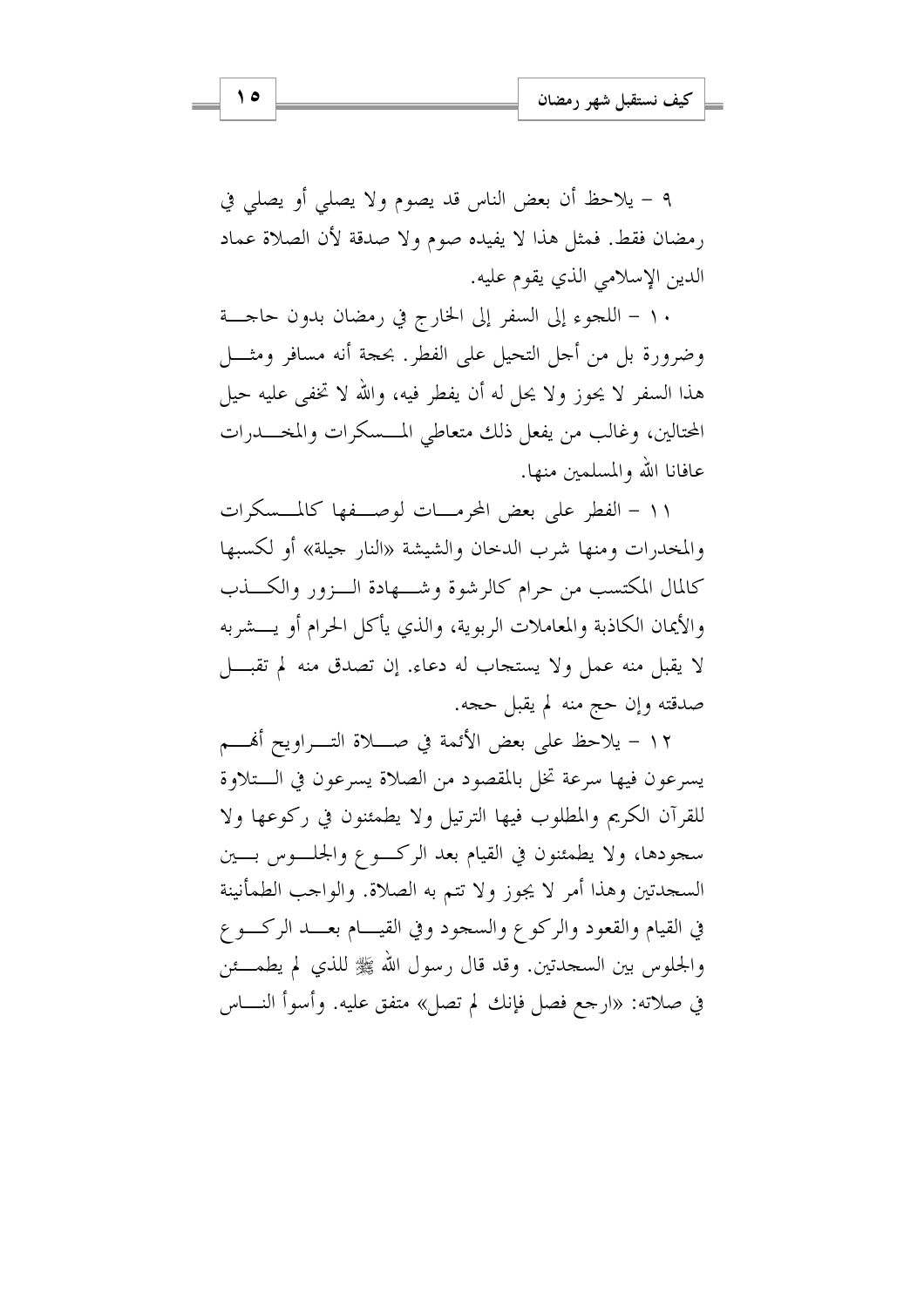٩ – يلاحظ أن بعض الناس قد يصوم ولا يصلي أو يصلي في رمضان فقط. فمثل هذا لا يفيده صوم ولا صدقة لأن الصلاة عماد الدين الإسلامي الذي يقوم عليه.

١٠ – اللجوء إلى السفر إلى الخارج في رمضان بدون حاجة وضرورة بل من أجل التحيل على الفطر. بحجة أنه مسافر ومثل هذا السفر لا يجوز ولا يحل له أن يفطر فيه، والله لا تخفى عليه حيل المحتالين، وغالب من يفعل ذلك متعاطي المسكرات والمخدرات عافانا الله والمسلمين منها.

١١ – الفطر على بعض المحرمات لوصفها كالمسكرات والمخدرات ومنها شرب الدخان والشيشة «النار جيلة» أو لكسبها كالمال المكتسب من حرام كالرشوة وشهادة الزور والكذب والأيمان الكاذبة والمعاملات الربوية، والذي يأكل الحرام أو يشربه لا يقبل منه عمل ولا يستجاب له دعاء. إن تصدق منه لم تقبل صدقته وإن حج منه لم يقبل حجه.

١٢ – يلاحظ على بعض الأئمة في صلاة التراويح أنهم يسرعون فيها سرعة تخل بالمقصود من الصلاة يسرعون في التلاوة للقرآن الكريم والمطلوب فيها الترتيل ولا يطمئنون في ركوعها ولا سجودها، ولا يطمئنون في القيام بعد الركوع والجلوس بين السجدتين وهذا أمر لا يجوز ولا تتم به الصلاة. والواجب الطمأنينة في القيام والقعود والركوع والسجود وفي القيام بعد الركوع والجلوس بين السجدتين. وقد قال رسول الله ﷺ للذي لم يطمئن في صلاته: «ارجع فصل فإنك لم تصل» متفق عليه. وأسوأ الناس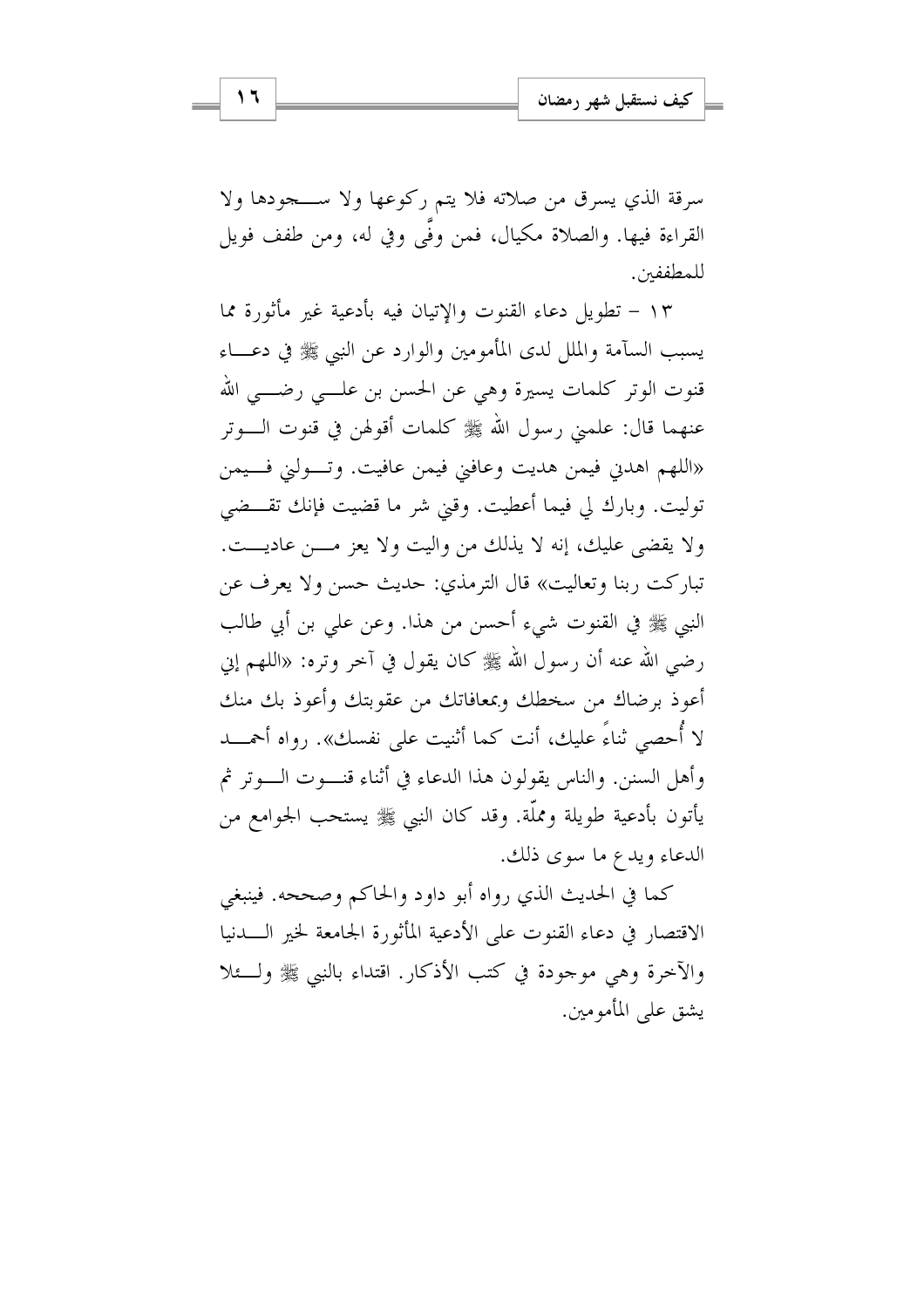سرقة الذي يسرق من صلاته فلا يتم ركوعها ولا سجودها ولا القراءة فيها. والصلاة مكيال، فمن وفَّى وفي له، ومن طفف فويل للمطففين.

١٣ – تطويل دعاء القنوت والإتيان فيه بأدعية غير مأثورة مما يسبب السآمة والملل لدى المأمومين والوارد عن النبي ﷺ في دعاء قنوت الوتر كلمات يسيرة وهي عن الحسن بن علي رضي الله عنهما قال: علمني رسول الله ﷺ كلمات أقولهن في قنوت الوتر «اللهم اهدني فيمن هديت وعافني فيمن عافيت. وتولني فيمن توليت. وبارك لي فيما أعطيت. وقني شر ما قضيت فإنك تقضي ولا يقضى عليك، إنه لا يذلك من واليت ولا يعز من عاديت. تباركت ربنا وتعاليت» قال الترمذي: حديث حسن ولا يعرف عن النبي ﷺ في القنوت شيء أحسن من هذا. وعن علي بن أبي طالب رضي الله عنه أن رسول الله ﷺ كان يقول في آخر وتره: «اللهم إني أعوذ برضاك من سخطك وبمعافاتك من عقوبتك وأعوذ بك منك لا أُحصي ثناءً عليك، أنت كما أثنيت على نفسك». رواه أحمد وأهل السنن. والناس يقولون هذا الدعاء في أثناء قنوت الوتر ثم يأتون بأدعية طويلة ومملّة. وقد كان النبي ﷺ يستحب الجوامع من الدعاء ويدع ما سوى ذلك.

كما في الحديث الذي رواه أبو داود والحاكم وصححه. فينبغي الاقتصار في دعاء القنوت على الأدعية المأثورة الجامعة لخير الدنيا والآخرة وهي موجودة في كتب الأذكار. اقتداء بالنبي ﷺ ولئلا يشق على المأمومين.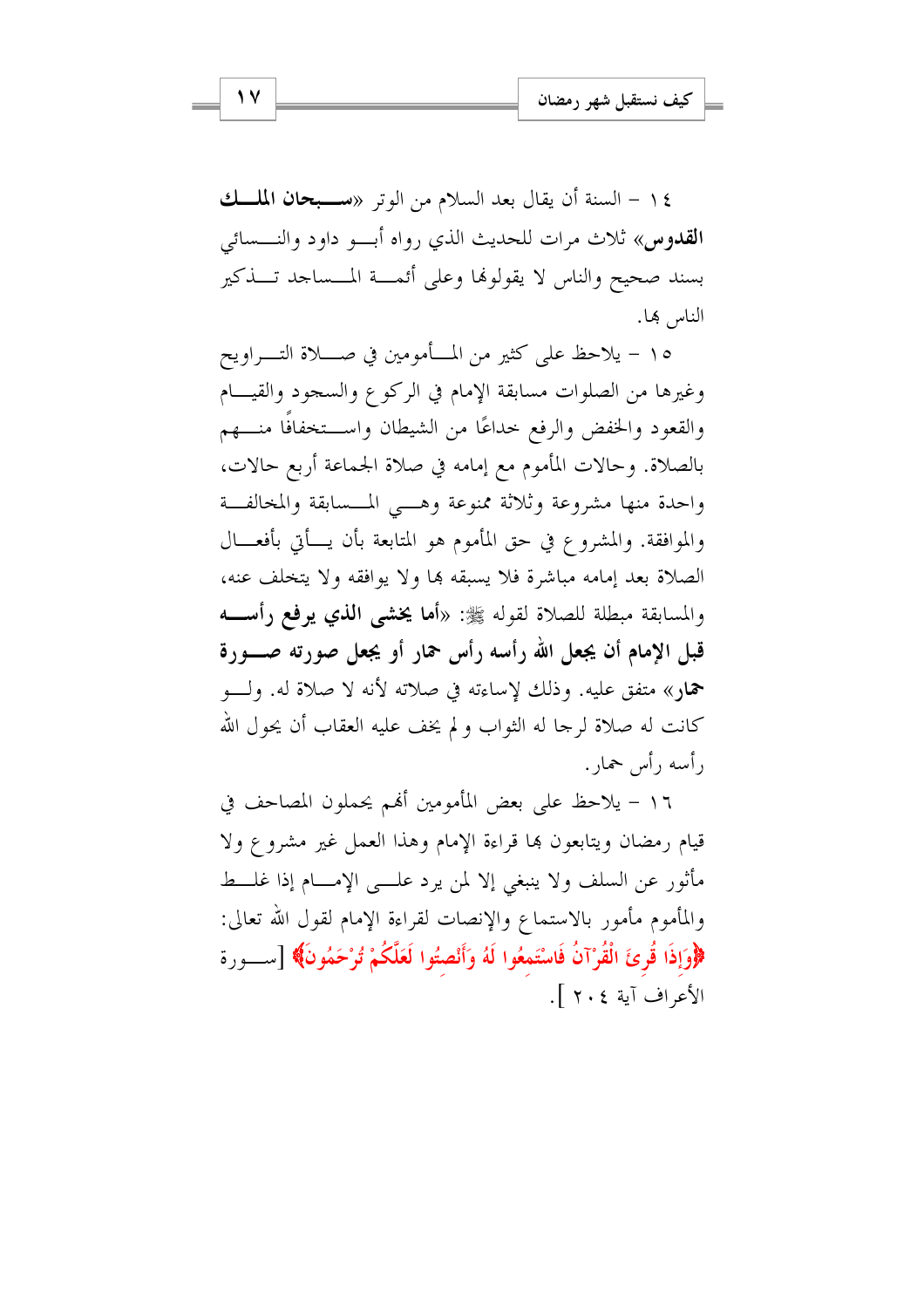١٤ – السنة أن يقال بعد السلام من الوتر «**سبحان الملك القدوس**» ثلاث مرات للحديث الذي رواه أبو داود والنسائي بسند صحيح والناس لا يقولونها وعلى أئمة المساجد تذكير الناس بها.

١٥ – يلاحظ على كثير من المأمومين في صلاة التراويح وغيرها من الصلوات مسابقة الإمام في الركوع والسجود والقيام والقعود والخفض والرفع خداعًا من الشيطان واستخفافًا منهم بالصلاة. وحالات المأموم مع إمامه في صلاة الجماعة أربع حالات، واحدة منها مشروعة وثلاثة ممنوعة وهي المسابقة والمخالفة والموافقة. والمشروع في حق المأموم هو المتابعة بأن يأتي بأفعال الصلاة بعد إمامه مباشرة فلا يسبقه بها ولا يوافقه ولا يتخلف عنه، والمسابقة مبطلة للصلاة لقوله ﷺ: «**أما يخشى الذي يرفع رأسه قبل الإمام أن يجعل الله رأسه رأس حمار أو يجعل صورته صورة حمار**» متفق عليه. وذلك لإساءته في صلاته لأنه لا صلاة له. ولو كانت له صلاة لرجا له الثواب و لم يخف عليه العقاب أن يحول الله رأسه رأس حمار.

١٦ – يلاحظ على بعض المأمومين أنهم يحملون المصاحف في قيام رمضان ويتابعون بها قراءة الإمام وهذا العمل غير مشروع ولا مأثور عن السلف ولا ينبغي إلا لمن يرد على الإمام إذا غلط والمأموم مأمور بالاستماع والإنصات لقراءة الإمام لقول الله تعالى: ﴿وَإِذَا قُرِئَ الْقُرْآنُ فَاسْتَمِعُوا لَهُ وَأَنْصِتُوا لَعَلَّكُمْ تُرْحَمُونَ﴾ [سورة الأعراف آية ٢٠٤].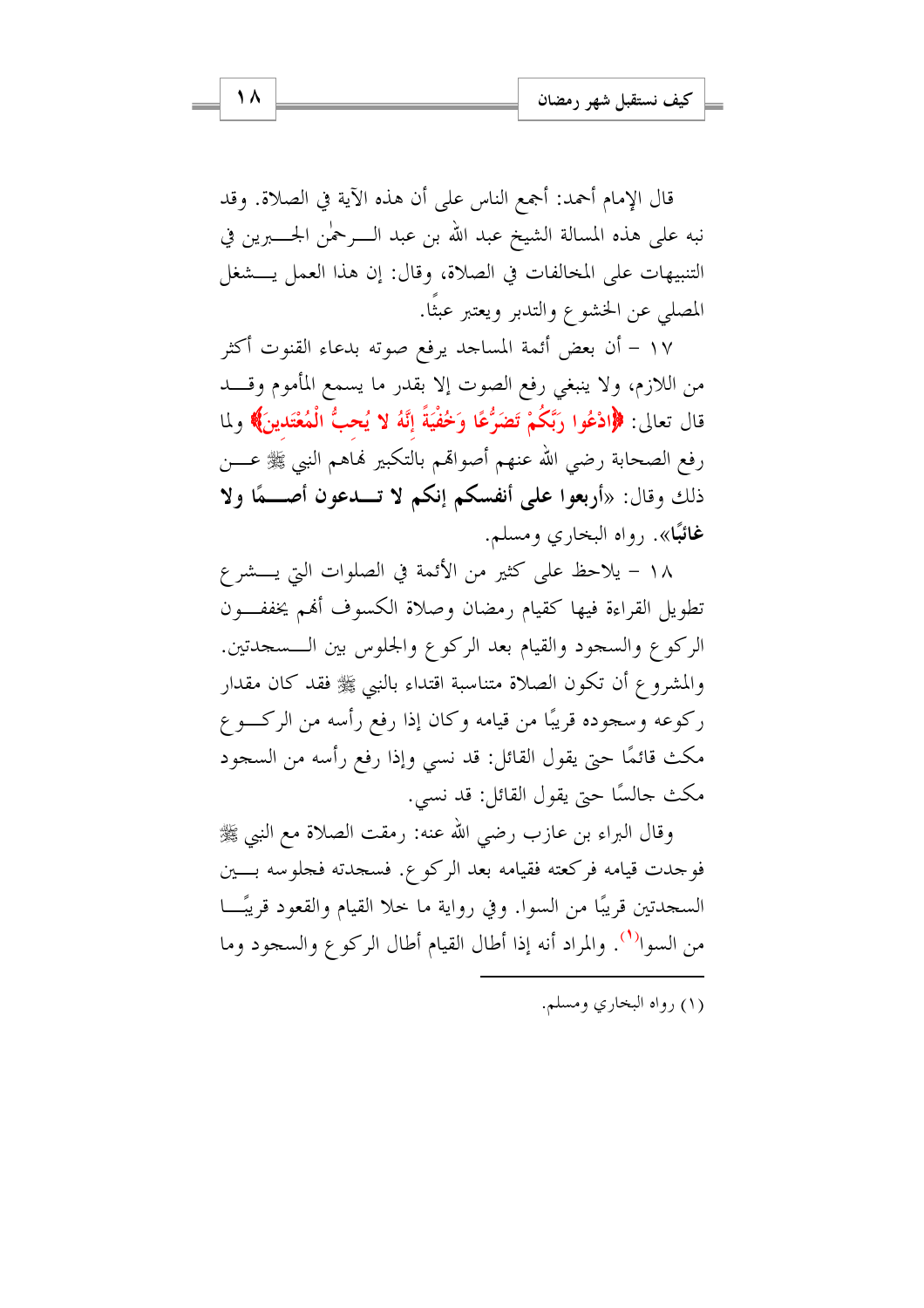قال الإمام أحمد: أجمع الناس على أن هذه الآية في الصلاة. وقد نبه على هذه المسالة الشيخ عبد الله بن عبد الرحمٰن الجبرين في التنبيهات على المخالفات في الصلاة، وقال: إن هذا العمل يشغل المصلي عن الخشوع والتدبر ويعتبر عبثًا.

١٧ – أن بعض أئمة المساجد يرفع صوته بدعاء القنوت أكثر من اللازم، ولا ينبغي رفع الصوت إلا بقدر ما يسمع المأموم وقد قال تعالى: ﴿ادْعُوا رَبَّكُمْ تَضَرُّعًا وَخُفْيَةً إِنَّهُ لا يُحِبُّ الْمُعْتَدِينَ﴾ ولما رفع الصحابة رضي الله عنهم أصواتهم بالتكبير نهاهم النبي ﷺ عن ذلك وقال: «**أربعوا على أنفسكم إنكم لا تدعون أصمًا ولا غائبًا**». رواه البخاري ومسلم.

١٨ – يلاحظ على كثير من الأئمة في الصلوات التي يشرع تطويل القراءة فيها كقيام رمضان وصلاة الكسوف أنهم يخففون الركوع والسجود والقيام بعد الركوع والجلوس بين السجدتين. والمشروع أن تكون الصلاة متناسبة اقتداء بالنبي ﷺ فقد كان مقدار ركوعه وسجوده قريبًا من قيامه وكان إذا رفع رأسه من الركوع مكث قائمًا حتى يقول القائل: قد نسي وإذا رفع رأسه من السجود مكث جالسًا حتى يقول القائل: قد نسي.

وقال البراء بن عازب رضي الله عنه: رمقت الصلاة مع النبي ﷺ فوجدت قيامه فركعته فقيامه بعد الركوع. فسجدته فجلوسه بين السجدتين قريبًا من السوا. وفي رواية ما خلا القيام والقعود قريبًا من السوا[1]. والمراد أنه إذا أطال القيام أطال الركوع والسجود وما

---

(١) رواه البخاري ومسلم.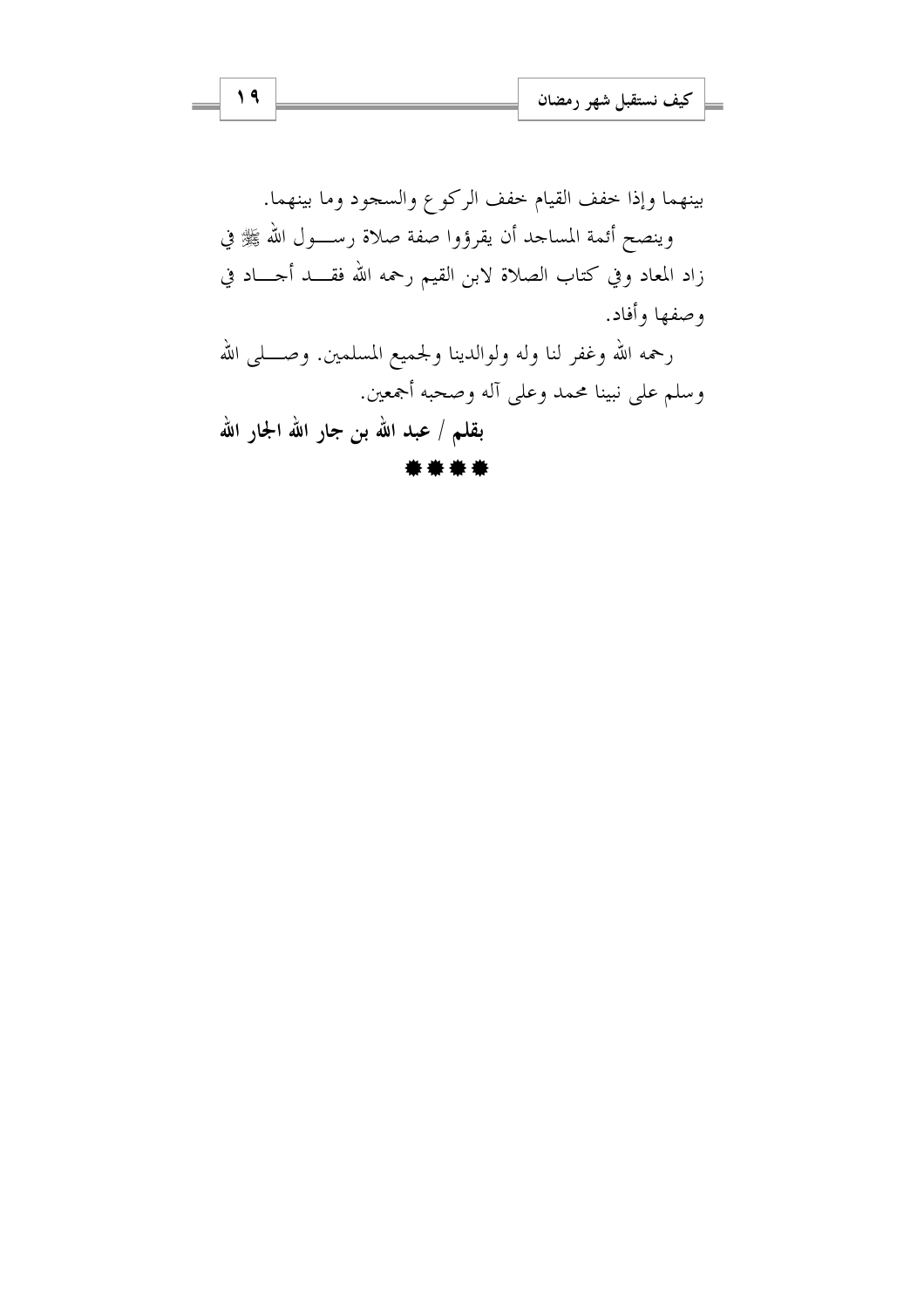بينهما وإذا خفف القيام خفف الركوع والسجود وما بينهما.

وينصح أئمة المساجد أن يقرؤوا صفة صلاة رسول الله ﷺ في زاد المعاد وفي كتاب الصلاة لابن القيم رحمه الله فقد أجاد في وصفها وأفاد.

رحمه الله وغفر لنا وله ولوالدينا ولجميع المسلمين. وصلى الله وسلم على نبينا محمد وعلى آله وصحبه أجمعين.

**بقلم / عبد الله بن جار الله الجار الله**

❋❋❋❋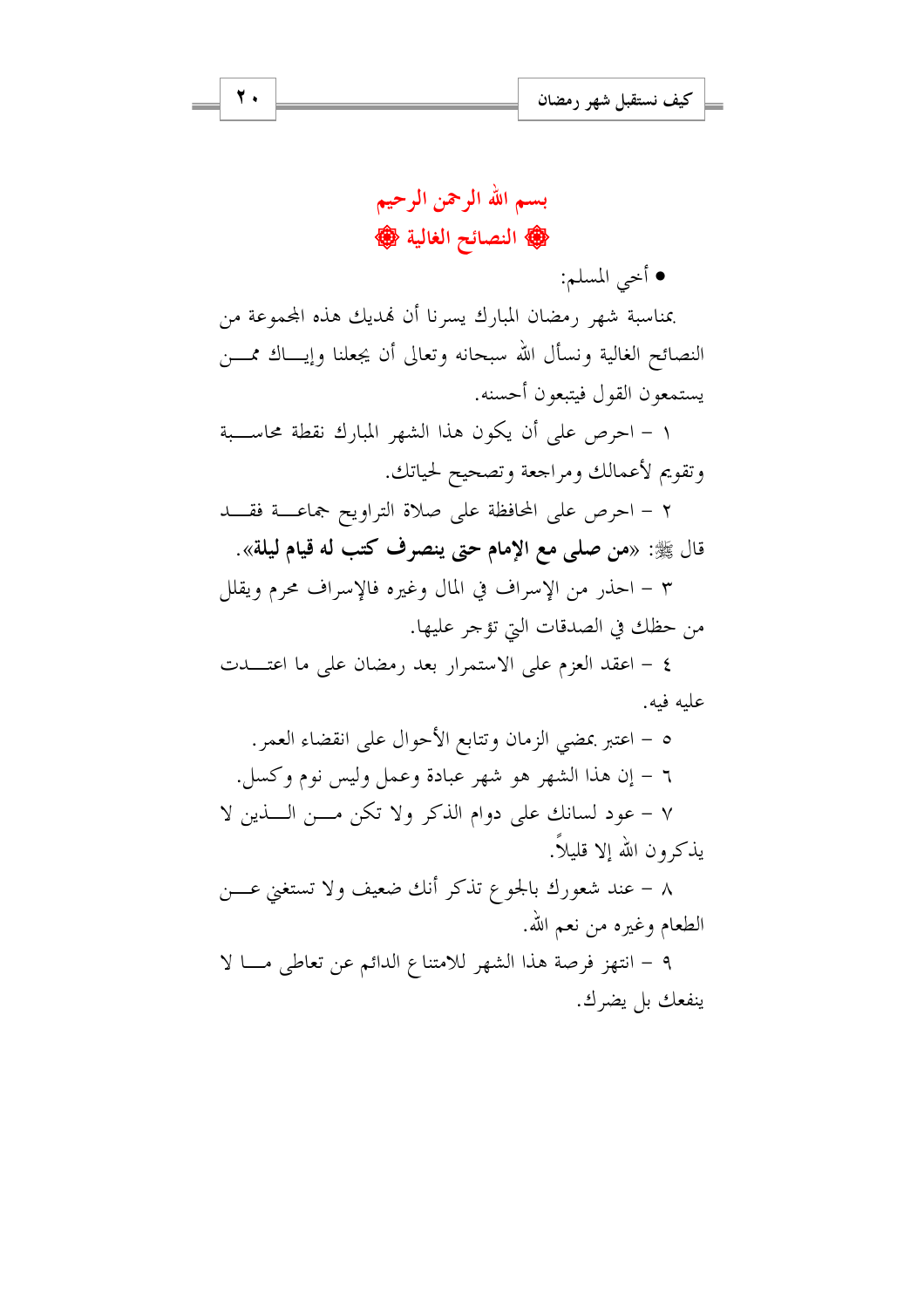## بسم الله الرحمن الرحيم

## ۞ النصائح الغالية ۞

● أخي المسلم:

بمناسبة شهر رمضان المبارك يسرنا أن نهديك هذه المجموعة من النصائح الغالية ونسأل الله سبحانه وتعالى أن يجعلنا وإياك ممن يستمعون القول فيتبعون أحسنه.

١ – احرص على أن يكون هذا الشهر المبارك نقطة محاسبة وتقويم لأعمالك ومراجعة وتصحيح لحياتك.

٢ – احرص على المحافظة على صلاة التراويح جماعة فقد قال ﷺ: «**من صلى مع الإمام حتى ينصرف كتب له قيام ليلة**».

٣ – احذر من الإسراف في المال وغيره فالإسراف محرم ويقلل من حظك في الصدقات التي تؤجر عليها.

٤ – اعقد العزم على الاستمرار بعد رمضان على ما اعتدت عليه فيه.

٥ – اعتبر بمضي الزمان وتتابع الأحوال على انقضاء العمر.

٦ – إن هذا الشهر هو شهر عبادة وعمل وليس نوم وكسل.

٧ – عود لسانك على دوام الذكر ولا تكن من الذين لا يذكرون الله إلا قليلاً.

٨ – عند شعورك بالجوع تذكر أنك ضعيف ولا تستغني عن الطعام وغيره من نعم الله.

٩ – انتهز فرصة هذا الشهر للامتناع الدائم عن تعاطي ما لا ينفعك بل يضرك.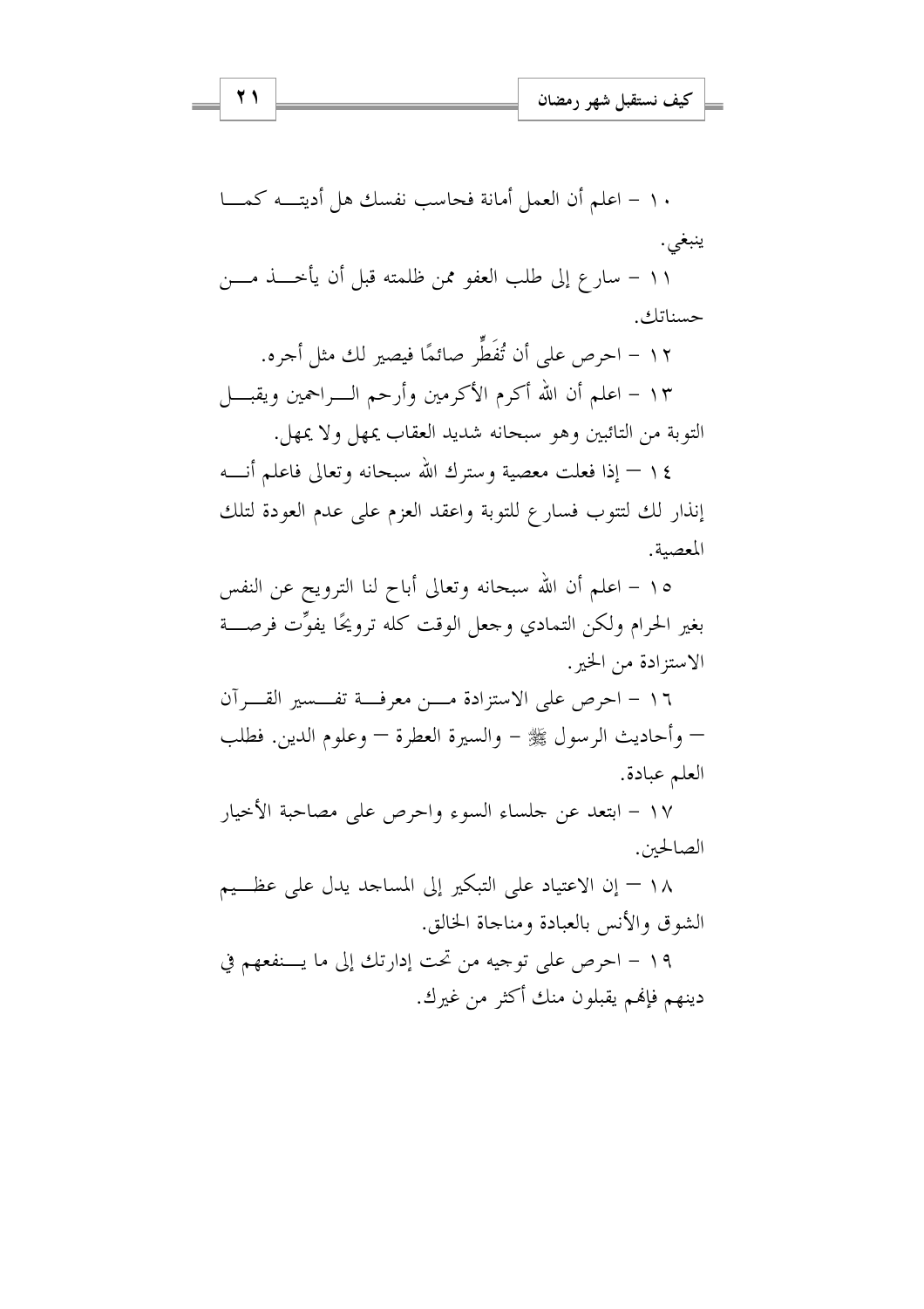١٠ – اعلم أن العمل أمانة فحاسب نفسك هل أديته كما ينبغي.

١١ – سارع إلى طلب العفو ممن ظلمته قبل أن يأخذ من حسناتك.

١٢ – احرص على أن تُفَطِّر صائمًا فيصير لك مثل أجره.

١٣ – اعلم أن الله أكرم الأكرمين وأرحم الراحمين ويقبل التوبة من التائبين وهو سبحانه شديد العقاب يمهل ولا يمهل.

١٤ – إذا فعلت معصية وسترك الله سبحانه وتعالى فاعلم أنه إنذار لك لتتوب فسارع للتوبة واعقد العزم على عدم العودة لتلك المعصية.

١٥ – اعلم أن الله سبحانه وتعالى أباح لنا الترويح عن النفس بغير الحرام ولكن التمادي وجعل الوقت كله ترويحًا يفوِّت فرصة الاستزادة من الخير.

١٦ – احرص على الاستزادة من معرفة تفسير القرآن – وأحاديث الرسول ﷺ – والسيرة العطرة – وعلوم الدين. فطلب العلم عبادة.

١٧ – ابتعد عن جلساء السوء واحرص على مصاحبة الأخيار الصالحين.

١٨ – إن الاعتياد على التبكير إلى المساجد يدل على عظيم الشوق والأنس بالعبادة ومناجاة الخالق.

١٩ – احرص على توجيه من تحت إدارتك إلى ما ينفعهم في دينهم فإنهم يقبلون منك أكثر من غيرك.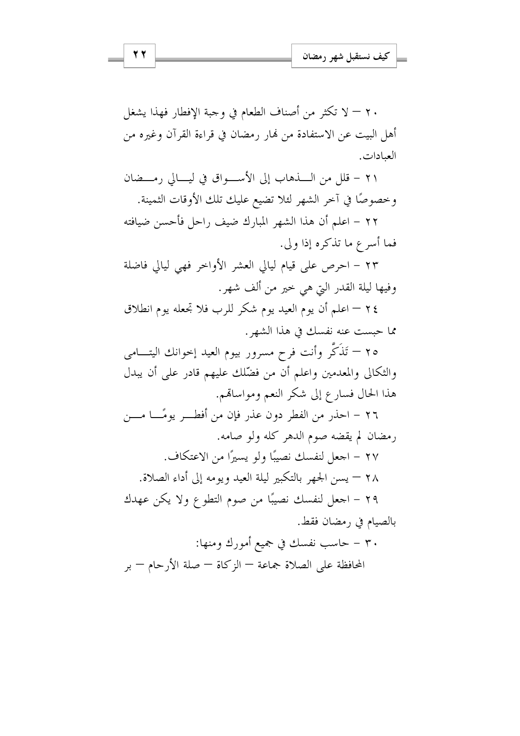٢٠ – لا تكثر من أصناف الطعام في وجبة الإفطار فهذا يشغل أهل البيت عن الاستفادة من نهار رمضان في قراءة القرآن وغيره من العبادات.

٢١ – قلل من الذهاب إلى الأسواق في ليالي رمضان وخصوصًا في آخر الشهر لئلا تضيع عليك تلك الأوقات الثمينة.

٢٢ – اعلم أن هذا الشهر المبارك ضيف راحل فأحسن ضيافته فما أسرع ما تذكره إذا ولى.

٢٣ – احرص على قيام ليالي العشر الأواخر فهي ليالي فاضلة وفيها ليلة القدر التي هي خير من ألف شهر.

٢٤ – اعلم أن يوم العيد يوم شكر للرب فلا تجعله يوم انطلاق مما حبست عنه نفسك في هذا الشهر.

٢٥ – تَذَكَّر وأنت فرح مسرور بيوم العيد إخوانك اليتامى والثكالى والمعدمين واعلم أن من فضّلك عليهم قادر على أن يبدل هذا الحال فسارع إلى شكر النعم ومواساتهم.

٢٦ – احذر من الفطر دون عذر فإن من أفطر يومًا من رمضان لم يقضه صوم الدهر كله ولو صامه.

٢٧ – اجعل لنفسك نصيبًا ولو يسيرًا من الاعتكاف.

٢٨ – يسن الجهر بالتكبير ليلة العيد ويومه إلى أداء الصلاة.

٢٩ – اجعل لنفسك نصيبًا من صوم التطوع ولا يكن عهدك بالصيام في رمضان فقط.

٣٠ – حاسب نفسك في جميع أمورك ومنها:

المحافظة على الصلاة جماعة – الزكاة – صلة الأرحام – بر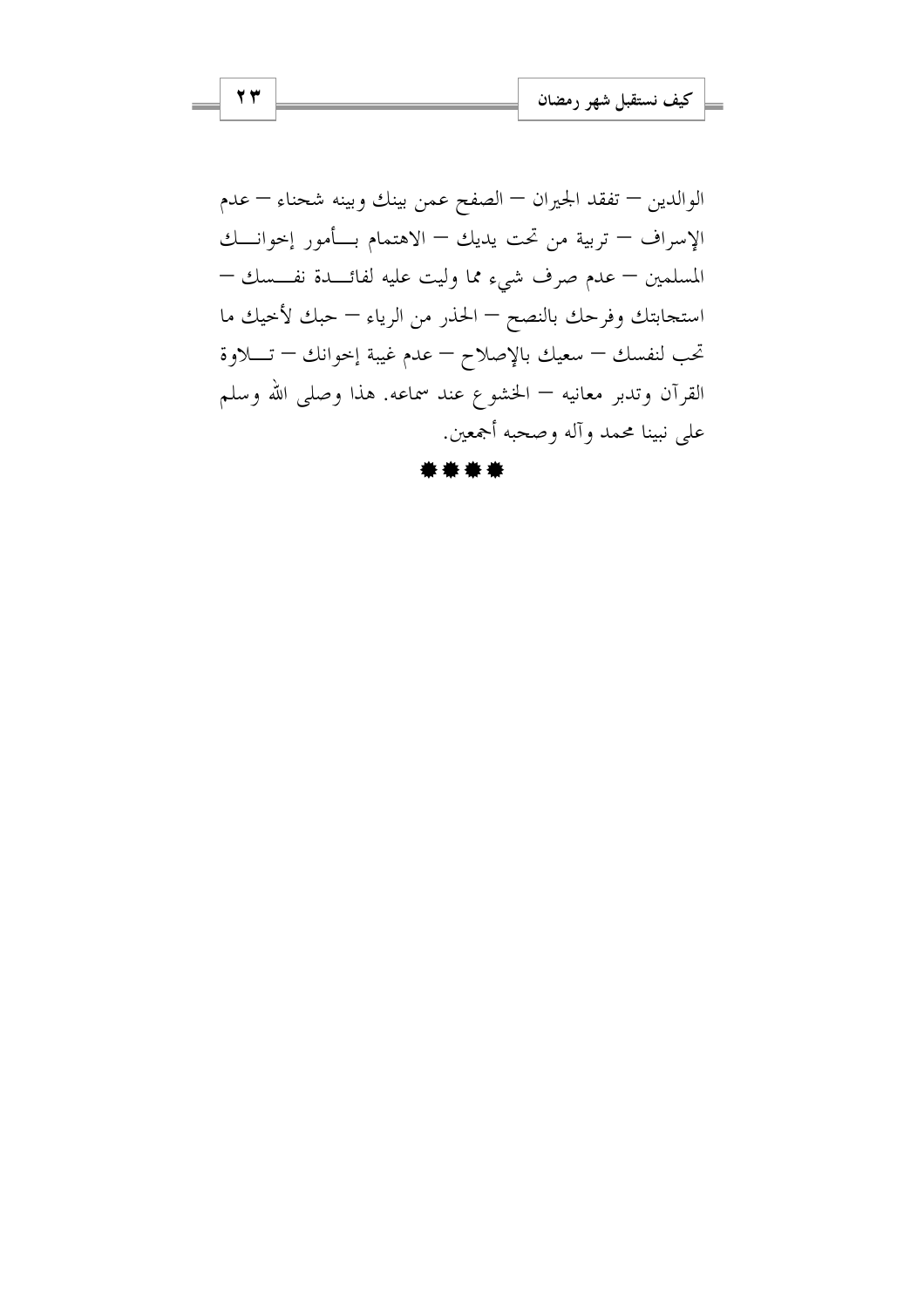الوالدين – تفقد الجيران – الصفح عمن بينك وبينه شحناء – عدم الإسراف – تربية من تحت يديك – الاهتمام بأمور إخوانك المسلمين – عدم صرف شيء مما وليت عليه لفائدة نفسك – استجابتك وفرحك بالنصح – الحذر من الرياء – حبك لأخيك ما تحب لنفسك – سعيك بالإصلاح – عدم غيبة إخوانك – تلاوة القرآن وتدبر معانيه – الخشوع عند سماعه. هذا وصلى الله وسلم على نبينا محمد وآله وصحبه أجمعين.

❋❋❋❋